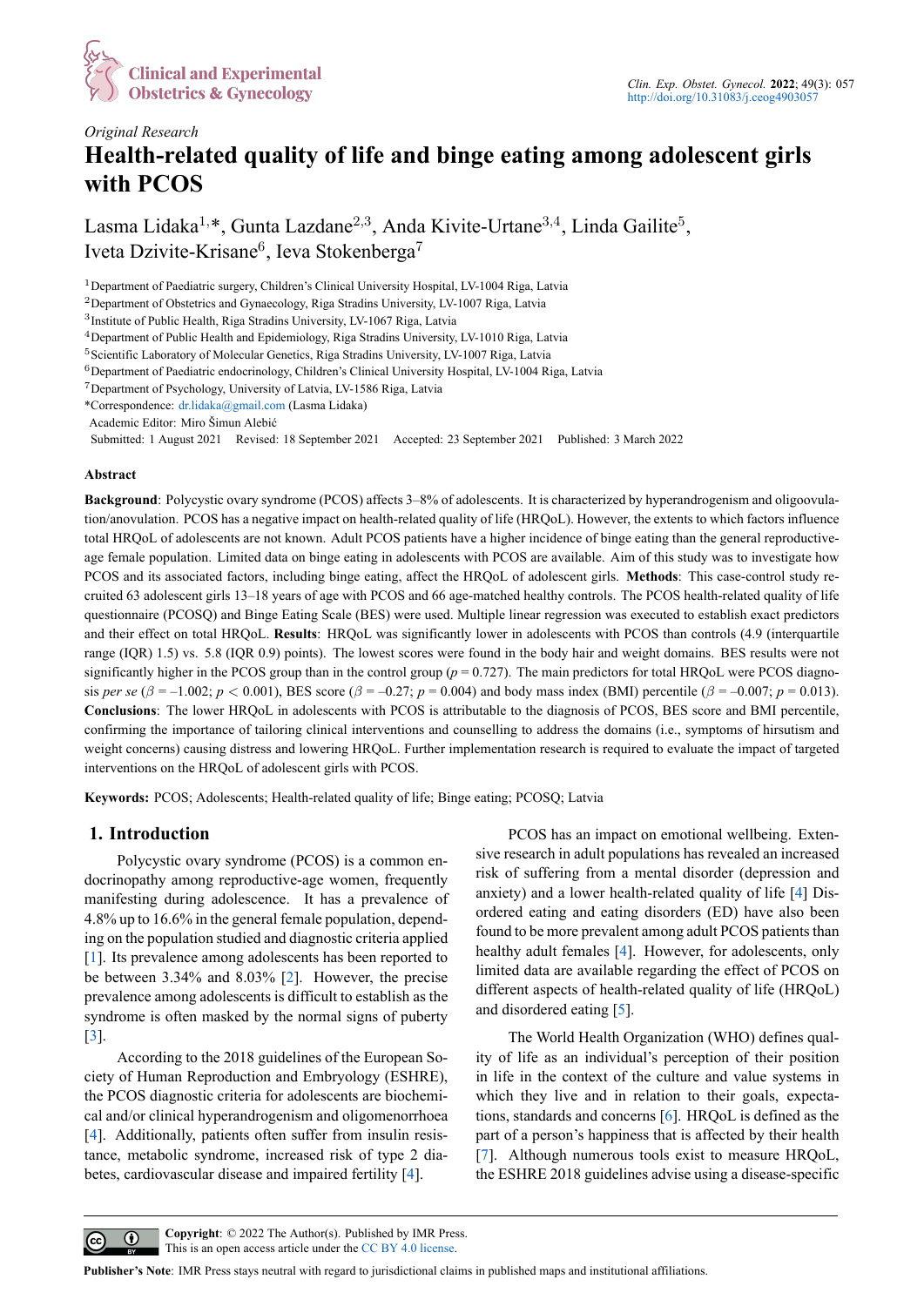Original Research

# Health-related quality of life and binge eating among adolescent girls with PCOS

Lasma Lidaka[1,*], Gunta Lazdane[2,3], Anda Kivite-Urtane[3,4], Linda Gailite[5], Iveta Dzivite-Krisane[6], Ieva Stokenberga[7]

[1]Department of Paediatric surgery, Children's Clinical University Hospital, LV-1004 Riga, Latvia
[2]Department of Obstetrics and Gynaecology, Riga Stradins University, LV-1007 Riga, Latvia
[3]Institute of Public Health, Riga Stradins University, LV-1067 Riga, Latvia
[4]Department of Public Health and Epidemiology, Riga Stradins University, LV-1010 Riga, Latvia
[5]Scientific Laboratory of Molecular Genetics, Riga Stradins University, LV-1007 Riga, Latvia
[6]Department of Paediatric endocrinology, Children's Clinical University Hospital, LV-1004 Riga, Latvia
[7]Department of Psychology, University of Latvia, LV-1586 Riga, Latvia
*Correspondence: dr.lidaka@gmail.com (Lasma Lidaka)
Academic Editor: Miro Šimun Alebić
Submitted: 1 August 2021 Revised: 18 September 2021 Accepted: 23 September 2021 Published: 3 March 2022

## Abstract

**Background**: Polycystic ovary syndrome (PCOS) affects 3–8% of adolescents. It is characterized by hyperandrogenism and oligoovulation/anovulation. PCOS has a negative impact on health-related quality of life (HRQoL). However, the extents to which factors influence total HRQoL of adolescents are not known. Adult PCOS patients have a higher incidence of binge eating than the general reproductive-age female population. Limited data on binge eating in adolescents with PCOS are available. Aim of this study was to investigate how PCOS and its associated factors, including binge eating, affect the HRQoL of adolescent girls. **Methods**: This case-control study recruited 63 adolescent girls 13–18 years of age with PCOS and 66 age-matched healthy controls. The PCOS health-related quality of life questionnaire (PCOSQ) and Binge Eating Scale (BES) were used. Multiple linear regression was executed to establish exact predictors and their effect on total HRQoL. **Results**: HRQoL was significantly lower in adolescents with PCOS than controls (4.9 (interquartile range (IQR) 1.5) vs. 5.8 (IQR 0.9) points). The lowest scores were found in the body hair and weight domains. BES results were not significantly higher in the PCOS group than in the control group ($p = 0.727$). The main predictors for total HRQoL were PCOS diagnosis *per se* ($\beta = -1.002$; $p < 0.001$), BES score ($\beta = -0.27$; $p = 0.004$) and body mass index (BMI) percentile ($\beta = -0.007$; $p = 0.013$). **Conclusions**: The lower HRQoL in adolescents with PCOS is attributable to the diagnosis of PCOS, BES score and BMI percentile, confirming the importance of tailoring clinical interventions and counselling to address the domains (i.e., symptoms of hirsutism and weight concerns) causing distress and lowering HRQoL. Further implementation research is required to evaluate the impact of targeted interventions on the HRQoL of adolescent girls with PCOS.

**Keywords:** PCOS; Adolescents; Health-related quality of life; Binge eating; PCOSQ; Latvia

## 1. Introduction

Polycystic ovary syndrome (PCOS) is a common endocrinopathy among reproductive-age women, frequently manifesting during adolescence. It has a prevalence of 4.8% up to 16.6% in the general female population, depending on the population studied and diagnostic criteria applied [1]. Its prevalence among adolescents has been reported to be between 3.34% and 8.03% [2]. However, the precise prevalence among adolescents is difficult to establish as the syndrome is often masked by the normal signs of puberty [3].

According to the 2018 guidelines of the European Society of Human Reproduction and Embryology (ESHRE), the PCOS diagnostic criteria for adolescents are biochemical and/or clinical hyperandrogenism and oligomenorrhoea [4]. Additionally, patients often suffer from insulin resistance, metabolic syndrome, increased risk of type 2 diabetes, cardiovascular disease and impaired fertility [4].

PCOS has an impact on emotional wellbeing. Extensive research in adult populations has revealed an increased risk of suffering from a mental disorder (depression and anxiety) and a lower health-related quality of life [4] Disordered eating and eating disorders (ED) have also been found to be more prevalent among adult PCOS patients than healthy adult females [4]. However, for adolescents, only limited data are available regarding the effect of PCOS on different aspects of health-related quality of life (HRQoL) and disordered eating [5].

The World Health Organization (WHO) defines quality of life as an individual's perception of their position in life in the context of the culture and value systems in which they live and in relation to their goals, expectations, standards and concerns [6]. HRQoL is defined as the part of a person's happiness that is affected by their health [7]. Although numerous tools exist to measure HRQoL, the ESHRE 2018 guidelines advise using a disease-specific

**Copyright**: © 2022 The Author(s). Published by IMR Press.
This is an open access article under the CC BY 4.0 license.

**Publisher's Note**: IMR Press stays neutral with regard to jurisdictional claims in published maps and institutional affiliations.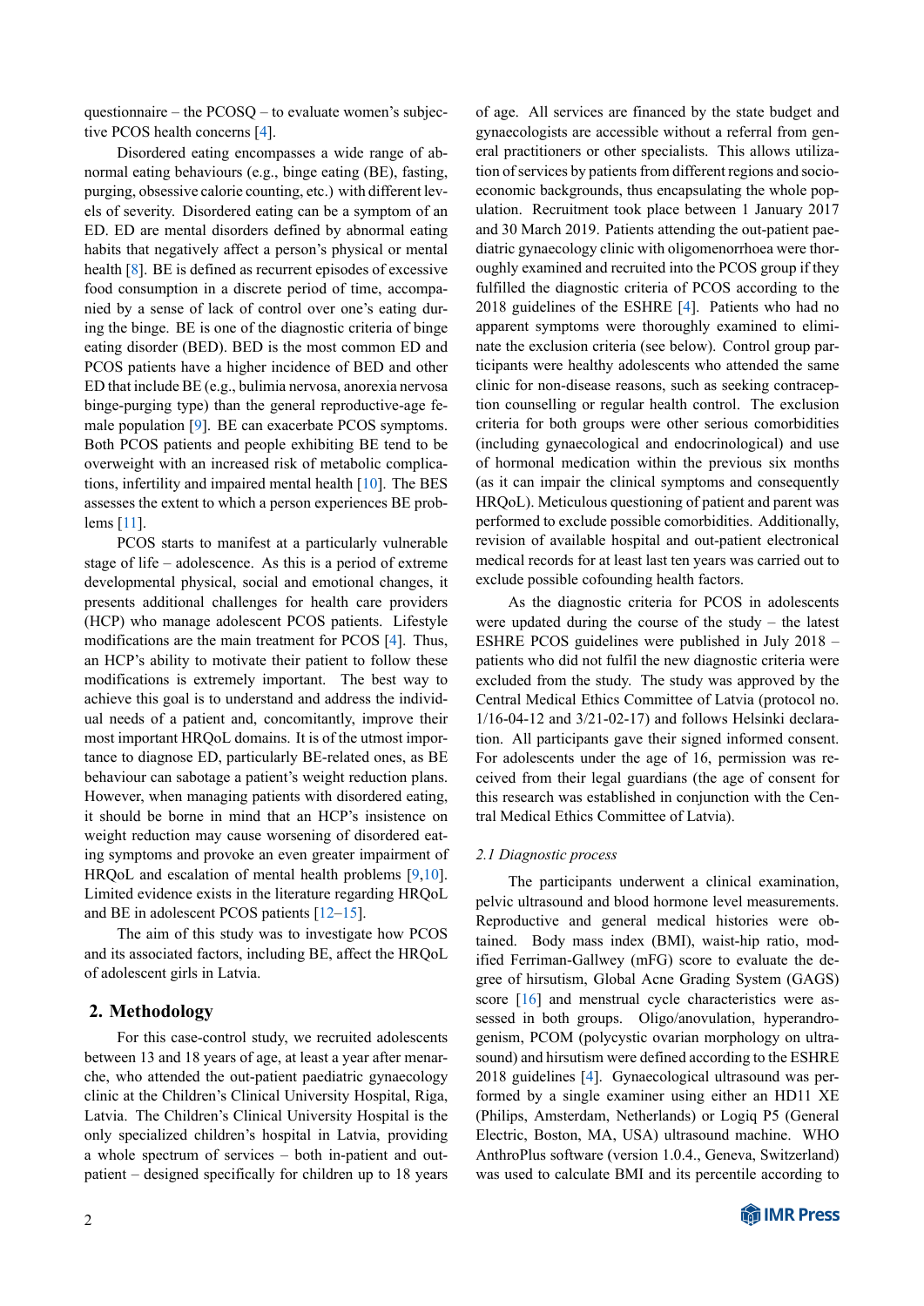questionnaire – the PCOSQ – to evaluate women's subjective PCOS health concerns [4].

Disordered eating encompasses a wide range of abnormal eating behaviours (e.g., binge eating (BE), fasting, purging, obsessive calorie counting, etc.) with different levels of severity. Disordered eating can be a symptom of an ED. ED are mental disorders defined by abnormal eating habits that negatively affect a person's physical or mental health [8]. BE is defined as recurrent episodes of excessive food consumption in a discrete period of time, accompanied by a sense of lack of control over one's eating during the binge. BE is one of the diagnostic criteria of binge eating disorder (BED). BED is the most common ED and PCOS patients have a higher incidence of BED and other ED that include BE (e.g., bulimia nervosa, anorexia nervosa binge-purging type) than the general reproductive-age female population [9]. BE can exacerbate PCOS symptoms. Both PCOS patients and people exhibiting BE tend to be overweight with an increased risk of metabolic complications, infertility and impaired mental health [10]. The BES assesses the extent to which a person experiences BE problems [11].

PCOS starts to manifest at a particularly vulnerable stage of life – adolescence. As this is a period of extreme developmental physical, social and emotional changes, it presents additional challenges for health care providers (HCP) who manage adolescent PCOS patients. Lifestyle modifications are the main treatment for PCOS [4]. Thus, an HCP's ability to motivate their patient to follow these modifications is extremely important. The best way to achieve this goal is to understand and address the individual needs of a patient and, concomitantly, improve their most important HRQoL domains. It is of the utmost importance to diagnose ED, particularly BE-related ones, as BE behaviour can sabotage a patient's weight reduction plans. However, when managing patients with disordered eating, it should be borne in mind that an HCP's insistence on weight reduction may cause worsening of disordered eating symptoms and provoke an even greater impairment of HRQoL and escalation of mental health problems [9,10]. Limited evidence exists in the literature regarding HRQoL and BE in adolescent PCOS patients [12–15].

The aim of this study was to investigate how PCOS and its associated factors, including BE, affect the HRQoL of adolescent girls in Latvia.

## 2. Methodology

For this case-control study, we recruited adolescents between 13 and 18 years of age, at least a year after menarche, who attended the out-patient paediatric gynaecology clinic at the Children's Clinical University Hospital, Riga, Latvia. The Children's Clinical University Hospital is the only specialized children's hospital in Latvia, providing a whole spectrum of services – both in-patient and out-patient – designed specifically for children up to 18 years of age. All services are financed by the state budget and gynaecologists are accessible without a referral from general practitioners or other specialists. This allows utilization of services by patients from different regions and socio-economic backgrounds, thus encapsulating the whole population. Recruitment took place between 1 January 2017 and 30 March 2019. Patients attending the out-patient paediatric gynaecology clinic with oligomenorrhoea were thoroughly examined and recruited into the PCOS group if they fulfilled the diagnostic criteria of PCOS according to the 2018 guidelines of the ESHRE [4]. Patients who had no apparent symptoms were thoroughly examined to eliminate the exclusion criteria (see below). Control group participants were healthy adolescents who attended the same clinic for non-disease reasons, such as seeking contraception counselling or regular health control. The exclusion criteria for both groups were other serious comorbidities (including gynaecological and endocrinological) and use of hormonal medication within the previous six months (as it can impair the clinical symptoms and consequently HRQoL). Meticulous questioning of patient and parent was performed to exclude possible comorbidities. Additionally, revision of available hospital and out-patient electronical medical records for at least last ten years was carried out to exclude possible cofounding health factors.

As the diagnostic criteria for PCOS in adolescents were updated during the course of the study – the latest ESHRE PCOS guidelines were published in July 2018 – patients who did not fulfil the new diagnostic criteria were excluded from the study. The study was approved by the Central Medical Ethics Committee of Latvia (protocol no. 1/16-04-12 and 3/21-02-17) and follows Helsinki declaration. All participants gave their signed informed consent. For adolescents under the age of 16, permission was received from their legal guardians (the age of consent for this research was established in conjunction with the Central Medical Ethics Committee of Latvia).

### *2.1 Diagnostic process*

The participants underwent a clinical examination, pelvic ultrasound and blood hormone level measurements. Reproductive and general medical histories were obtained. Body mass index (BMI), waist-hip ratio, modified Ferriman-Gallwey (mFG) score to evaluate the degree of hirsutism, Global Acne Grading System (GAGS) score [16] and menstrual cycle characteristics were assessed in both groups. Oligo/anovulation, hyperandrogenism, PCOM (polycystic ovarian morphology on ultrasound) and hirsutism were defined according to the ESHRE 2018 guidelines [4]. Gynaecological ultrasound was performed by a single examiner using either an HD11 XE (Philips, Amsterdam, Netherlands) or Logiq P5 (General Electric, Boston, MA, USA) ultrasound machine. WHO AnthroPlus software (version 1.0.4., Geneva, Switzerland) was used to calculate BMI and its percentile according to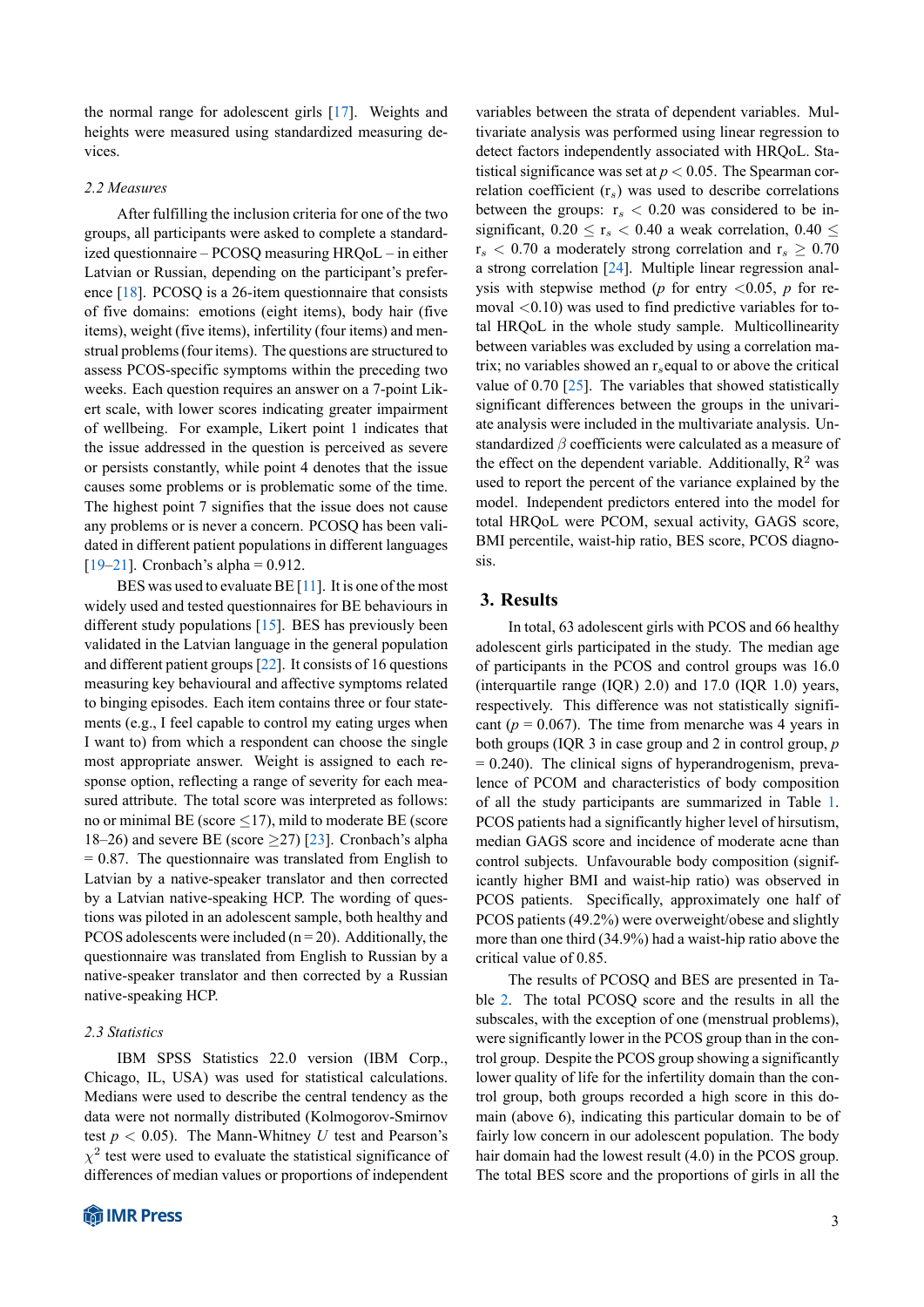the normal range for adolescent girls [17]. Weights and heights were measured using standardized measuring devices.

### 2.2 Measures

After fulfilling the inclusion criteria for one of the two groups, all participants were asked to complete a standardized questionnaire – PCOSQ measuring HRQoL – in either Latvian or Russian, depending on the participant's preference [18]. PCOSQ is a 26-item questionnaire that consists of five domains: emotions (eight items), body hair (five items), weight (five items), infertility (four items) and menstrual problems (four items). The questions are structured to assess PCOS-specific symptoms within the preceding two weeks. Each question requires an answer on a 7-point Likert scale, with lower scores indicating greater impairment of wellbeing. For example, Likert point 1 indicates that the issue addressed in the question is perceived as severe or persists constantly, while point 4 denotes that the issue causes some problems or is problematic some of the time. The highest point 7 signifies that the issue does not cause any problems or is never a concern. PCOSQ has been validated in different patient populations in different languages [19–21]. Cronbach's alpha = 0.912.

BES was used to evaluate BE [11]. It is one of the most widely used and tested questionnaires for BE behaviours in different study populations [15]. BES has previously been validated in the Latvian language in the general population and different patient groups [22]. It consists of 16 questions measuring key behavioural and affective symptoms related to binging episodes. Each item contains three or four statements (e.g., I feel capable to control my eating urges when I want to) from which a respondent can choose the single most appropriate answer. Weight is assigned to each response option, reflecting a range of severity for each measured attribute. The total score was interpreted as follows: no or minimal BE (score $\leq$17), mild to moderate BE (score 18–26) and severe BE (score $\geq$27) [23]. Cronbach's alpha = 0.87. The questionnaire was translated from English to Latvian by a native-speaker translator and then corrected by a Latvian native-speaking HCP. The wording of questions was piloted in an adolescent sample, both healthy and PCOS adolescents were included (n = 20). Additionally, the questionnaire was translated from English to Russian by a native-speaker translator and then corrected by a Russian native-speaking HCP.

### 2.3 Statistics

IBM SPSS Statistics 22.0 version (IBM Corp., Chicago, IL, USA) was used for statistical calculations. Medians were used to describe the central tendency as the data were not normally distributed (Kolmogorov-Smirnov test $p < 0.05$). The Mann-Whitney $U$ test and Pearson's $\chi^2$ test were used to evaluate the statistical significance of differences of median values or proportions of independent variables between the strata of dependent variables. Multivariate analysis was performed using linear regression to detect factors independently associated with HRQoL. Statistical significance was set at $p < 0.05$. The Spearman correlation coefficient ($r_s$) was used to describe correlations between the groups: $r_s < 0.20$ was considered to be insignificant, $0.20 \leq r_s < 0.40$ a weak correlation, $0.40 \leq r_s < 0.70$ a moderately strong correlation and $r_s \geq 0.70$ a strong correlation [24]. Multiple linear regression analysis with stepwise method ($p$ for entry $<$0.05, $p$ for removal $<$0.10) was used to find predictive variables for total HRQoL in the whole study sample. Multicollinearity between variables was excluded by using a correlation matrix; no variables showed an $r_s$ equal to or above the critical value of 0.70 [25]. The variables that showed statistically significant differences between the groups in the univariate analysis were included in the multivariate analysis. Unstandardized $\beta$ coefficients were calculated as a measure of the effect on the dependent variable. Additionally, $R^2$ was used to report the percent of the variance explained by the model. Independent predictors entered into the model for total HRQoL were PCOM, sexual activity, GAGS score, BMI percentile, waist-hip ratio, BES score, PCOS diagnosis.

## 3. Results

In total, 63 adolescent girls with PCOS and 66 healthy adolescent girls participated in the study. The median age of participants in the PCOS and control groups was 16.0 (interquartile range (IQR) 2.0) and 17.0 (IQR 1.0) years, respectively. This difference was not statistically significant ($p$ = 0.067). The time from menarche was 4 years in both groups (IQR 3 in case group and 2 in control group, $p$ = 0.240). The clinical signs of hyperandrogenism, prevalence of PCOM and characteristics of body composition of all the study participants are summarized in Table 1. PCOS patients had a significantly higher level of hirsutism, median GAGS score and incidence of moderate acne than control subjects. Unfavourable body composition (significantly higher BMI and waist-hip ratio) was observed in PCOS patients. Specifically, approximately one half of PCOS patients (49.2%) were overweight/obese and slightly more than one third (34.9%) had a waist-hip ratio above the critical value of 0.85.

The results of PCOSQ and BES are presented in Table 2. The total PCOSQ score and the results in all the subscales, with the exception of one (menstrual problems), were significantly lower in the PCOS group than in the control group. Despite the PCOS group showing a significantly lower quality of life for the infertility domain than the control group, both groups recorded a high score in this domain (above 6), indicating this particular domain to be of fairly low concern in our adolescent population. The body hair domain had the lowest result (4.0) in the PCOS group. The total BES score and the proportions of girls in all the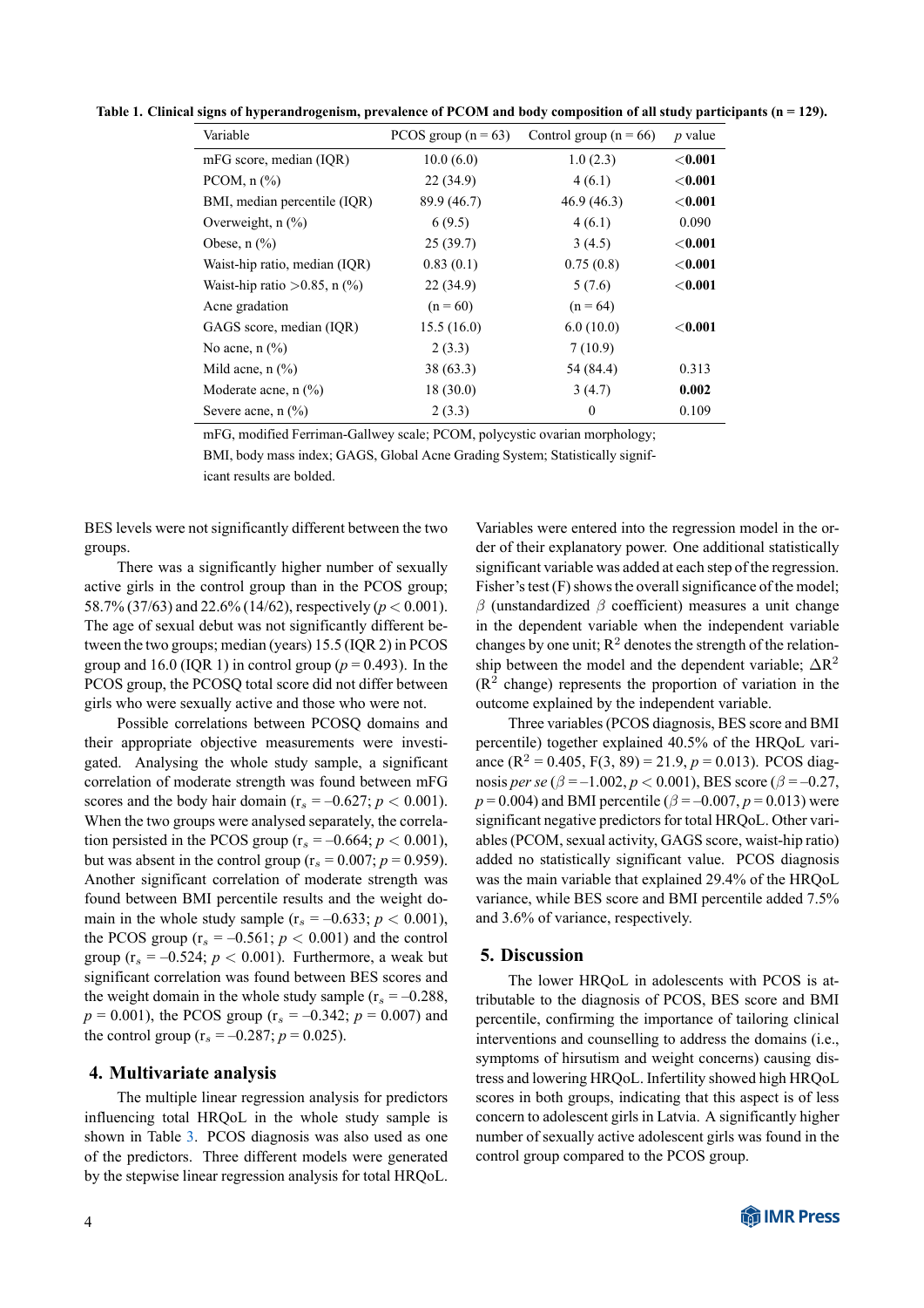**Table 1. Clinical signs of hyperandrogenism, prevalence of PCOM and body composition of all study participants (n = 129).**

| Variable | PCOS group (n = 63) | Control group (n = 66) | *p* value |
|---|---|---|---|
| mFG score, median (IQR) | 10.0 (6.0) | 1.0 (2.3) | **<0.001** |
| PCOM, n (%) | 22 (34.9) | 4 (6.1) | **<0.001** |
| BMI, median percentile (IQR) | 89.9 (46.7) | 46.9 (46.3) | **<0.001** |
| Overweight, n (%) | 6 (9.5) | 4 (6.1) | 0.090 |
| Obese, n (%) | 25 (39.7) | 3 (4.5) | **<0.001** |
| Waist-hip ratio, median (IQR) | 0.83 (0.1) | 0.75 (0.8) | **<0.001** |
| Waist-hip ratio >0.85, n (%) | 22 (34.9) | 5 (7.6) | **<0.001** |
| Acne gradation | (n = 60) | (n = 64) | |
| GAGS score, median (IQR) | 15.5 (16.0) | 6.0 (10.0) | **<0.001** |
| No acne, n (%) | 2 (3.3) | 7 (10.9) | |
| Mild acne, n (%) | 38 (63.3) | 54 (84.4) | 0.313 |
| Moderate acne, n (%) | 18 (30.0) | 3 (4.7) | **0.002** |
| Severe acne, n (%) | 2 (3.3) | 0 | 0.109 |

mFG, modified Ferriman-Gallwey scale; PCOM, polycystic ovarian morphology; BMI, body mass index; GAGS, Global Acne Grading System; Statistically significant results are bolded.

BES levels were not significantly different between the two groups.

There was a significantly higher number of sexually active girls in the control group than in the PCOS group; 58.7% (37/63) and 22.6% (14/62), respectively ($p < 0.001$). The age of sexual debut was not significantly different between the two groups; median (years) 15.5 (IQR 2) in PCOS group and 16.0 (IQR 1) in control group ($p = 0.493$). In the PCOS group, the PCOSQ total score did not differ between girls who were sexually active and those who were not.

Possible correlations between PCOSQ domains and their appropriate objective measurements were investigated. Analysing the whole study sample, a significant correlation of moderate strength was found between mFG scores and the body hair domain ($r_s = -0.627$; $p < 0.001$). When the two groups were analysed separately, the correlation persisted in the PCOS group ($r_s = -0.664$; $p < 0.001$), but was absent in the control group ($r_s = 0.007$; $p = 0.959$). Another significant correlation of moderate strength was found between BMI percentile results and the weight domain in the whole study sample ($r_s = -0.633$; $p < 0.001$), the PCOS group ($r_s = -0.561$; $p < 0.001$) and the control group ($r_s = -0.524$; $p < 0.001$). Furthermore, a weak but significant correlation was found between BES scores and the weight domain in the whole study sample ($r_s = -0.288$, $p = 0.001$), the PCOS group ($r_s = -0.342$; $p = 0.007$) and the control group ($r_s = -0.287$; $p = 0.025$).

## 4. Multivariate analysis

The multiple linear regression analysis for predictors influencing total HRQoL in the whole study sample is shown in Table 3. PCOS diagnosis was also used as one of the predictors. Three different models were generated by the stepwise linear regression analysis for total HRQoL. Variables were entered into the regression model in the order of their explanatory power. One additional statistically significant variable was added at each step of the regression. Fisher's test (F) shows the overall significance of the model; $\beta$ (unstandardized $\beta$ coefficient) measures a unit change in the dependent variable when the independent variable changes by one unit; $R^2$ denotes the strength of the relationship between the model and the dependent variable; $\Delta R^2$ ($R^2$ change) represents the proportion of variation in the outcome explained by the independent variable.

Three variables (PCOS diagnosis, BES score and BMI percentile) together explained 40.5% of the HRQoL variance ($R^2 = 0.405$, $F(3, 89) = 21.9$, $p = 0.013$). PCOS diagnosis *per se* ($\beta = -1.002$, $p < 0.001$), BES score ($\beta = -0.27$, $p = 0.004$) and BMI percentile ($\beta = -0.007$, $p = 0.013$) were significant negative predictors for total HRQoL. Other variables (PCOM, sexual activity, GAGS score, waist-hip ratio) added no statistically significant value. PCOS diagnosis was the main variable that explained 29.4% of the HRQoL variance, while BES score and BMI percentile added 7.5% and 3.6% of variance, respectively.

## 5. Discussion

The lower HRQoL in adolescents with PCOS is attributable to the diagnosis of PCOS, BES score and BMI percentile, confirming the importance of tailoring clinical interventions and counselling to address the domains (i.e., symptoms of hirsutism and weight concerns) causing distress and lowering HRQoL. Infertility showed high HRQoL scores in both groups, indicating that this aspect is of less concern to adolescent girls in Latvia. A significantly higher number of sexually active adolescent girls was found in the control group compared to the PCOS group.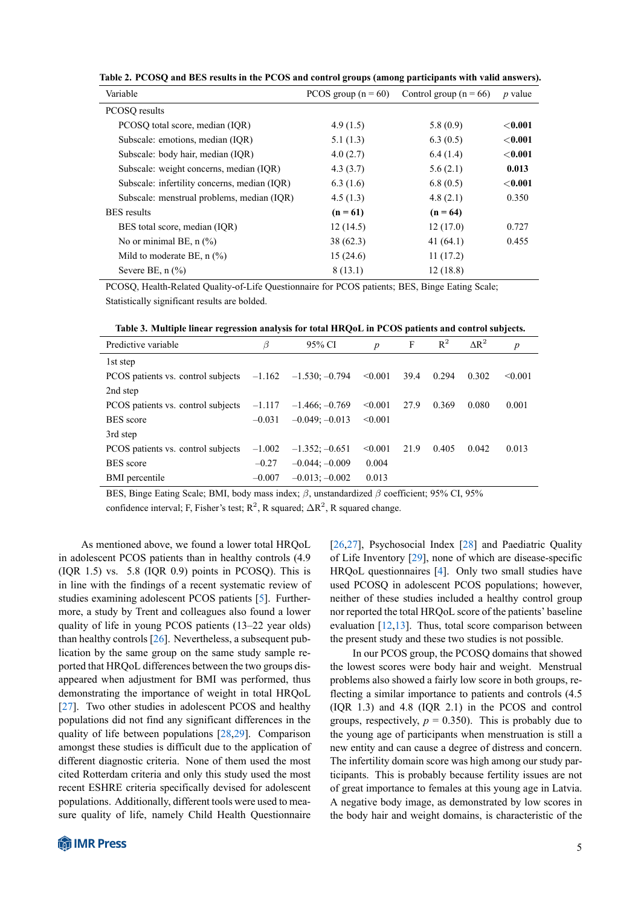**Table 2. PCOSQ and BES results in the PCOS and control groups (among participants with valid answers).**

| Variable | PCOS group (n = 60) | Control group (n = 66) | $p$ value |
|---|---|---|---|
| PCOSQ results | | | |
| PCOSQ total score, median (IQR) | 4.9 (1.5) | 5.8 (0.9) | **<0.001** |
| Subscale: emotions, median (IQR) | 5.1 (1.3) | 6.3 (0.5) | **<0.001** |
| Subscale: body hair, median (IQR) | 4.0 (2.7) | 6.4 (1.4) | **<0.001** |
| Subscale: weight concerns, median (IQR) | 4.3 (3.7) | 5.6 (2.1) | **0.013** |
| Subscale: infertility concerns, median (IQR) | 6.3 (1.6) | 6.8 (0.5) | **<0.001** |
| Subscale: menstrual problems, median (IQR) | 4.5 (1.3) | 4.8 (2.1) | 0.350 |
| BES results | **(n = 61)** | **(n = 64)** | |
| BES total score, median (IQR) | 12 (14.5) | 12 (17.0) | 0.727 |
| No or minimal BE, n (%) | 38 (62.3) | 41 (64.1) | 0.455 |
| Mild to moderate BE, n (%) | 15 (24.6) | 11 (17.2) | |
| Severe BE, n (%) | 8 (13.1) | 12 (18.8) | |

PCOSQ, Health-Related Quality-of-Life Questionnaire for PCOS patients; BES, Binge Eating Scale; Statistically significant results are bolded.

**Table 3. Multiple linear regression analysis for total HRQoL in PCOS patients and control subjects.**

| Predictive variable | $\beta$ | 95% CI | $p$ | F | $R^2$ | $\Delta R^2$ | $p$ |
|---|---|---|---|---|---|---|---|
| 1st step | | | | | | | |
| PCOS patients vs. control subjects | –1.162 | –1.530; –0.794 | <0.001 | 39.4 | 0.294 | 0.302 | <0.001 |
| 2nd step | | | | | | | |
| PCOS patients vs. control subjects | –1.117 | –1.466; –0.769 | <0.001 | 27.9 | 0.369 | 0.080 | 0.001 |
| BES score | –0.031 | –0.049; –0.013 | <0.001 | | | | |
| 3rd step | | | | | | | |
| PCOS patients vs. control subjects | –1.002 | –1.352; –0.651 | <0.001 | 21.9 | 0.405 | 0.042 | 0.013 |
| BES score | –0.27 | –0.044; –0.009 | 0.004 | | | | |
| BMI percentile | –0.007 | –0.013; –0.002 | 0.013 | | | | |

BES, Binge Eating Scale; BMI, body mass index; $\beta$, unstandardized $\beta$ coefficient; 95% CI, 95% confidence interval; F, Fisher's test; $R^2$, R squared; $\Delta R^2$, R squared change.

As mentioned above, we found a lower total HRQoL in adolescent PCOS patients than in healthy controls (4.9 (IQR 1.5) vs. 5.8 (IQR 0.9) points in PCOSQ). This is in line with the findings of a recent systematic review of studies examining adolescent PCOS patients [5]. Furthermore, a study by Trent and colleagues also found a lower quality of life in young PCOS patients (13–22 year olds) than healthy controls [26]. Nevertheless, a subsequent publication by the same group on the same study sample reported that HRQoL differences between the two groups disappeared when adjustment for BMI was performed, thus demonstrating the importance of weight in total HRQoL [27]. Two other studies in adolescent PCOS and healthy populations did not find any significant differences in the quality of life between populations [28,29]. Comparison amongst these studies is difficult due to the application of different diagnostic criteria. None of them used the most cited Rotterdam criteria and only this study used the most recent ESHRE criteria specifically devised for adolescent populations. Additionally, different tools were used to measure quality of life, namely Child Health Questionnaire [26,27], Psychosocial Index [28] and Paediatric Quality of Life Inventory [29], none of which are disease-specific HRQoL questionnaires [4]. Only two small studies have used PCOSQ in adolescent PCOS populations; however, neither of these studies included a healthy control group nor reported the total HRQoL score of the patients' baseline evaluation [12,13]. Thus, total score comparison between the present study and these two studies is not possible.

In our PCOS group, the PCOSQ domains that showed the lowest scores were body hair and weight. Menstrual problems also showed a fairly low score in both groups, reflecting a similar importance to patients and controls (4.5 (IQR 1.3) and 4.8 (IQR 2.1) in the PCOS and control groups, respectively, $p$ = 0.350). This is probably due to the young age of participants when menstruation is still a new entity and can cause a degree of distress and concern. The infertility domain score was high among our study participants. This is probably because fertility issues are not of great importance to females at this young age in Latvia. A negative body image, as demonstrated by low scores in the body hair and weight domains, is characteristic of the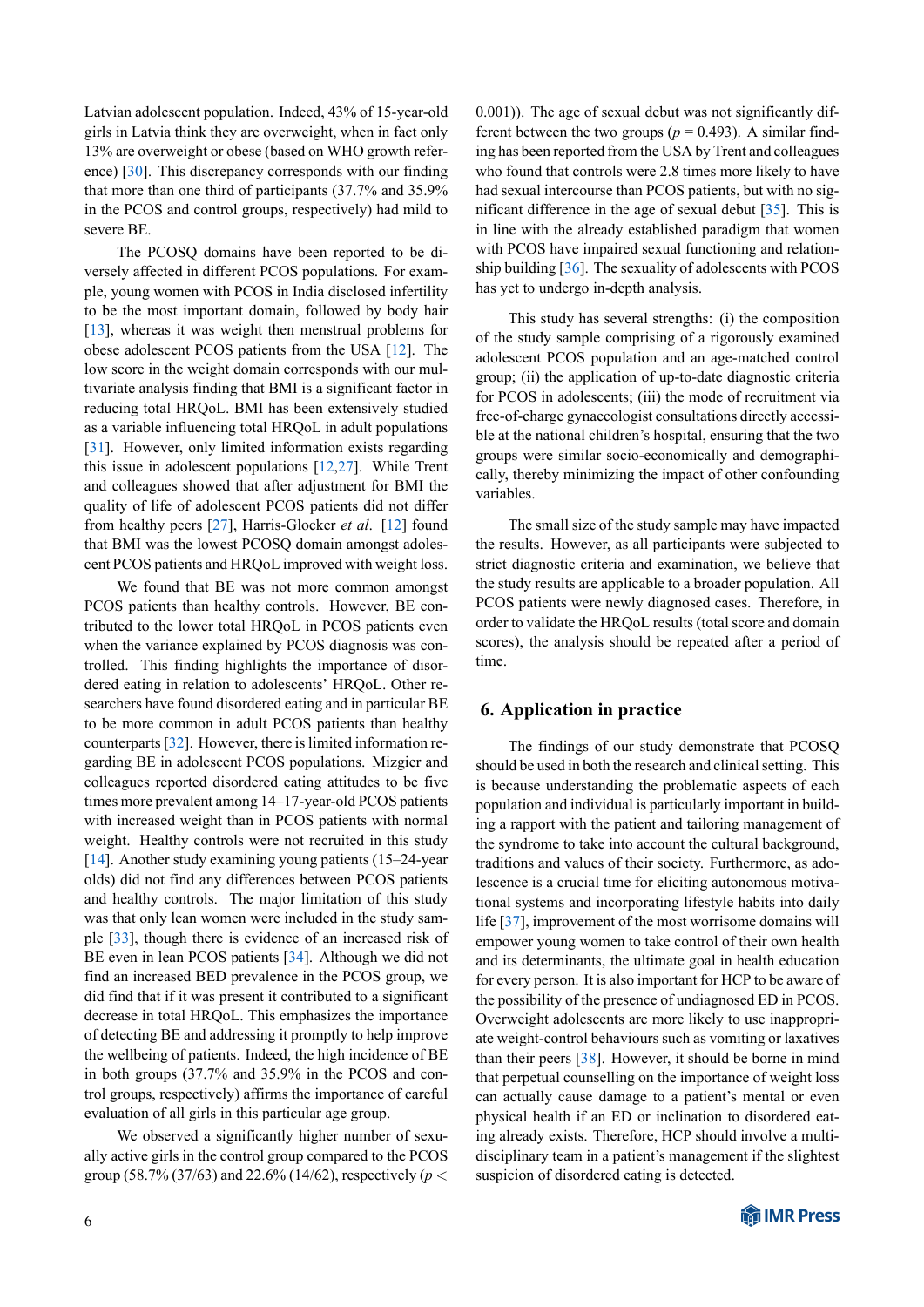Latvian adolescent population. Indeed, 43% of 15-year-old girls in Latvia think they are overweight, when in fact only 13% are overweight or obese (based on WHO growth reference) [30]. This discrepancy corresponds with our finding that more than one third of participants (37.7% and 35.9% in the PCOS and control groups, respectively) had mild to severe BE.

The PCOSQ domains have been reported to be diversely affected in different PCOS populations. For example, young women with PCOS in India disclosed infertility to be the most important domain, followed by body hair [13], whereas it was weight then menstrual problems for obese adolescent PCOS patients from the USA [12]. The low score in the weight domain corresponds with our multivariate analysis finding that BMI is a significant factor in reducing total HRQoL. BMI has been extensively studied as a variable influencing total HRQoL in adult populations [31]. However, only limited information exists regarding this issue in adolescent populations [12,27]. While Trent and colleagues showed that after adjustment for BMI the quality of life of adolescent PCOS patients did not differ from healthy peers [27], Harris-Glocker *et al*. [12] found that BMI was the lowest PCOSQ domain amongst adolescent PCOS patients and HRQoL improved with weight loss.

We found that BE was not more common amongst PCOS patients than healthy controls. However, BE contributed to the lower total HRQoL in PCOS patients even when the variance explained by PCOS diagnosis was controlled. This finding highlights the importance of disordered eating in relation to adolescents' HRQoL. Other researchers have found disordered eating and in particular BE to be more common in adult PCOS patients than healthy counterparts [32]. However, there is limited information regarding BE in adolescent PCOS populations. Mizgier and colleagues reported disordered eating attitudes to be five times more prevalent among 14–17-year-old PCOS patients with increased weight than in PCOS patients with normal weight. Healthy controls were not recruited in this study [14]. Another study examining young patients (15–24-year olds) did not find any differences between PCOS patients and healthy controls. The major limitation of this study was that only lean women were included in the study sample [33], though there is evidence of an increased risk of BE even in lean PCOS patients [34]. Although we did not find an increased BED prevalence in the PCOS group, we did find that if it was present it contributed to a significant decrease in total HRQoL. This emphasizes the importance of detecting BE and addressing it promptly to help improve the wellbeing of patients. Indeed, the high incidence of BE in both groups (37.7% and 35.9% in the PCOS and control groups, respectively) affirms the importance of careful evaluation of all girls in this particular age group.

We observed a significantly higher number of sexually active girls in the control group compared to the PCOS group (58.7% (37/63) and 22.6% (14/62), respectively ($p <$ 0.001)). The age of sexual debut was not significantly different between the two groups ($p$ = 0.493). A similar finding has been reported from the USA by Trent and colleagues who found that controls were 2.8 times more likely to have had sexual intercourse than PCOS patients, but with no significant difference in the age of sexual debut [35]. This is in line with the already established paradigm that women with PCOS have impaired sexual functioning and relationship building [36]. The sexuality of adolescents with PCOS has yet to undergo in-depth analysis.

This study has several strengths: (i) the composition of the study sample comprising of a rigorously examined adolescent PCOS population and an age-matched control group; (ii) the application of up-to-date diagnostic criteria for PCOS in adolescents; (iii) the mode of recruitment via free-of-charge gynaecologist consultations directly accessible at the national children's hospital, ensuring that the two groups were similar socio-economically and demographically, thereby minimizing the impact of other confounding variables.

The small size of the study sample may have impacted the results. However, as all participants were subjected to strict diagnostic criteria and examination, we believe that the study results are applicable to a broader population. All PCOS patients were newly diagnosed cases. Therefore, in order to validate the HRQoL results (total score and domain scores), the analysis should be repeated after a period of time.

## 6. Application in practice

The findings of our study demonstrate that PCOSQ should be used in both the research and clinical setting. This is because understanding the problematic aspects of each population and individual is particularly important in building a rapport with the patient and tailoring management of the syndrome to take into account the cultural background, traditions and values of their society. Furthermore, as adolescence is a crucial time for eliciting autonomous motivational systems and incorporating lifestyle habits into daily life [37], improvement of the most worrisome domains will empower young women to take control of their own health and its determinants, the ultimate goal in health education for every person. It is also important for HCP to be aware of the possibility of the presence of undiagnosed ED in PCOS. Overweight adolescents are more likely to use inappropriate weight-control behaviours such as vomiting or laxatives than their peers [38]. However, it should be borne in mind that perpetual counselling on the importance of weight loss can actually cause damage to a patient's mental or even physical health if an ED or inclination to disordered eating already exists. Therefore, HCP should involve a multidisciplinary team in a patient's management if the slightest suspicion of disordered eating is detected.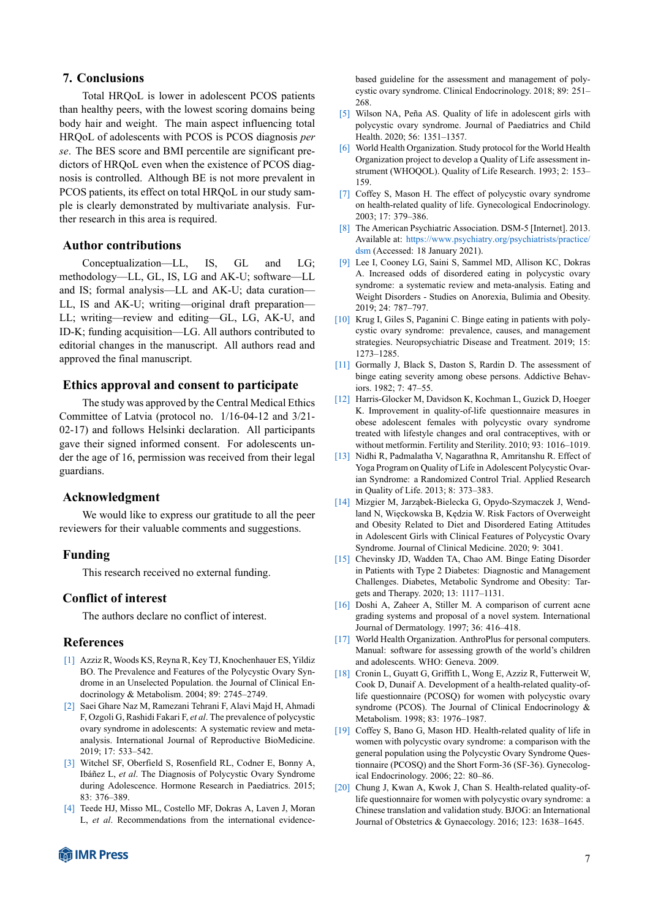## 7. Conclusions

Total HRQoL is lower in adolescent PCOS patients than healthy peers, with the lowest scoring domains being body hair and weight. The main aspect influencing total HRQoL of adolescents with PCOS is PCOS diagnosis *per se*. The BES score and BMI percentile are significant predictors of HRQoL even when the existence of PCOS diagnosis is controlled. Although BE is not more prevalent in PCOS patients, its effect on total HRQoL in our study sample is clearly demonstrated by multivariate analysis. Further research in this area is required.

## Author contributions

Conceptualization—LL, IS, GL and LG; methodology—LL, GL, IS, LG and AK-U; software—LL and IS; formal analysis—LL and AK-U; data curation—LL, IS and AK-U; writing—original draft preparation—LL; writing—review and editing—GL, LG, AK-U, and ID-K; funding acquisition—LG. All authors contributed to editorial changes in the manuscript. All authors read and approved the final manuscript.

## Ethics approval and consent to participate

The study was approved by the Central Medical Ethics Committee of Latvia (protocol no. 1/16-04-12 and 3/21-02-17) and follows Helsinki declaration. All participants gave their signed informed consent. For adolescents under the age of 16, permission was received from their legal guardians.

## Acknowledgment

We would like to express our gratitude to all the peer reviewers for their valuable comments and suggestions.

## Funding

This research received no external funding.

## Conflict of interest

The authors declare no conflict of interest.

## References

[1] Azziz R, Woods KS, Reyna R, Key TJ, Knochenhauer ES, Yildiz BO. The Prevalence and Features of the Polycystic Ovary Syndrome in an Unselected Population. the Journal of Clinical Endocrinology & Metabolism. 2004; 89: 2745–2749.

[2] Saei Ghare Naz M, Ramezani Tehrani F, Alavi Majd H, Ahmadi F, Ozgoli G, Rashidi Fakari F, *et al*. The prevalence of polycystic ovary syndrome in adolescents: A systematic review and meta-analysis. International Journal of Reproductive BioMedicine. 2019; 17: 533–542.

[3] Witchel SF, Oberfield S, Rosenfield RL, Codner E, Bonny A, Ibáñez L, *et al*. The Diagnosis of Polycystic Ovary Syndrome during Adolescence. Hormone Research in Paediatrics. 2015; 83: 376–389.

[4] Teede HJ, Misso ML, Costello MF, Dokras A, Laven J, Moran L, *et al*. Recommendations from the international evidence-based guideline for the assessment and management of polycystic ovary syndrome. Clinical Endocrinology. 2018; 89: 251–268.

[5] Wilson NA, Peña AS. Quality of life in adolescent girls with polycystic ovary syndrome. Journal of Paediatrics and Child Health. 2020; 56: 1351–1357.

[6] World Health Organization. Study protocol for the World Health Organization project to develop a Quality of Life assessment instrument (WHOQOL). Quality of Life Research. 1993; 2: 153–159.

[7] Coffey S, Mason H. The effect of polycystic ovary syndrome on health-related quality of life. Gynecological Endocrinology. 2003; 17: 379–386.

[8] The American Psychiatric Association. DSM-5 [Internet]. 2013. Available at: https://www.psychiatry.org/psychiatrists/practice/dsm (Accessed: 18 January 2021).

[9] Lee I, Cooney LG, Saini S, Sammel MD, Allison KC, Dokras A. Increased odds of disordered eating in polycystic ovary syndrome: a systematic review and meta-analysis. Eating and Weight Disorders - Studies on Anorexia, Bulimia and Obesity. 2019; 24: 787–797.

[10] Krug I, Giles S, Paganini C. Binge eating in patients with polycystic ovary syndrome: prevalence, causes, and management strategies. Neuropsychiatric Disease and Treatment. 2019; 15: 1273–1285.

[11] Gormally J, Black S, Daston S, Rardin D. The assessment of binge eating severity among obese persons. Addictive Behaviors. 1982; 7: 47–55.

[12] Harris-Glocker M, Davidson K, Kochman L, Guzick D, Hoeger K. Improvement in quality-of-life questionnaire measures in obese adolescent females with polycystic ovary syndrome treated with lifestyle changes and oral contraceptives, with or without metformin. Fertility and Sterility. 2010; 93: 1016–1019.

[13] Nidhi R, Padmalatha V, Nagarathna R, Amritanshu R. Effect of Yoga Program on Quality of Life in Adolescent Polycystic Ovarian Syndrome: a Randomized Control Trial. Applied Research in Quality of Life. 2013; 8: 373–383.

[14] Mizgier M, Jarząbek-Bielecka G, Opydo-Szymaczek J, Wendland N, Więckowska B, Kędzia W. Risk Factors of Overweight and Obesity Related to Diet and Disordered Eating Attitudes in Adolescent Girls with Clinical Features of Polycystic Ovary Syndrome. Journal of Clinical Medicine. 2020; 9: 3041.

[15] Chevinsky JD, Wadden TA, Chao AM. Binge Eating Disorder in Patients with Type 2 Diabetes: Diagnostic and Management Challenges. Diabetes, Metabolic Syndrome and Obesity: Targets and Therapy. 2020; 13: 1117–1131.

[16] Doshi A, Zaheer A, Stiller M. A comparison of current acne grading systems and proposal of a novel system. International Journal of Dermatology. 1997; 36: 416–418.

[17] World Health Organization. AnthroPlus for personal computers. Manual: software for assessing growth of the world's children and adolescents. WHO: Geneva. 2009.

[18] Cronin L, Guyatt G, Griffith L, Wong E, Azziz R, Futterweit W, Cook D, Dunaif A. Development of a health-related quality-of-life questionnaire (PCOSQ) for women with polycystic ovary syndrome (PCOS). The Journal of Clinical Endocrinology & Metabolism. 1998; 83: 1976–1987.

[19] Coffey S, Bano G, Mason HD. Health-related quality of life in women with polycystic ovary syndrome: a comparison with the general population using the Polycystic Ovary Syndrome Questionnaire (PCOSQ) and the Short Form-36 (SF-36). Gynecological Endocrinology. 2006; 22: 80–86.

[20] Chung J, Kwan A, Kwok J, Chan S. Health-related quality-of-life questionnaire for women with polycystic ovary syndrome: a Chinese translation and validation study. BJOG: an International Journal of Obstetrics & Gynaecology. 2016; 123: 1638–1645.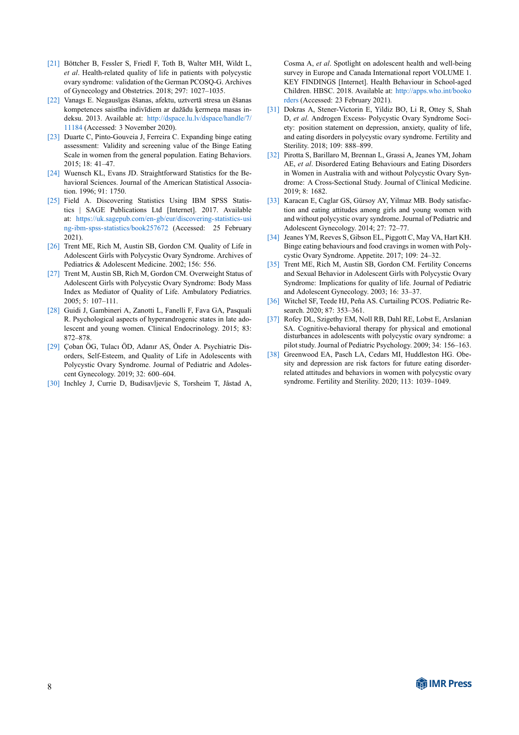[21] Böttcher B, Fessler S, Friedl F, Toth B, Walter MH, Wildt L, *et al*. Health-related quality of life in patients with polycystic ovary syndrome: validation of the German PCOSQ-G. Archives of Gynecology and Obstetrics. 2018; 297: 1027–1035.

[22] Vanags E. Negausīgas ēšanas, afektu, uztvertā stresa un ēšanas kompetences saistība indivīdiem ar dažādu ķermeņa masas indeksu. 2013. Available at: http://dspace.lu.lv/dspace/handle/7/11184 (Accessed: 3 November 2020).

[23] Duarte C, Pinto-Gouveia J, Ferreira C. Expanding binge eating assessment: Validity and screening value of the Binge Eating Scale in women from the general population. Eating Behaviors. 2015; 18: 41–47.

[24] Wuensch KL, Evans JD. Straightforward Statistics for the Behavioral Sciences. Journal of the American Statistical Association. 1996; 91: 1750.

[25] Field A. Discovering Statistics Using IBM SPSS Statistics | SAGE Publications Ltd [Internet]. 2017. Available at: https://uk.sagepub.com/en-gb/eur/discovering-statistics-using-ibm-spss-statistics/book257672 (Accessed: 25 February 2021).

[26] Trent ME, Rich M, Austin SB, Gordon CM. Quality of Life in Adolescent Girls with Polycystic Ovary Syndrome. Archives of Pediatrics & Adolescent Medicine. 2002; 156: 556.

[27] Trent M, Austin SB, Rich M, Gordon CM. Overweight Status of Adolescent Girls with Polycystic Ovary Syndrome: Body Mass Index as Mediator of Quality of Life. Ambulatory Pediatrics. 2005; 5: 107–111.

[28] Guidi J, Gambineri A, Zanotti L, Fanelli F, Fava GA, Pasquali R. Psychological aspects of hyperandrogenic states in late adolescent and young women. Clinical Endocrinology. 2015; 83: 872–878.

[29] Çoban ÖG, Tulacı ÖD, Adanır AS, Önder A. Psychiatric Disorders, Self-Esteem, and Quality of Life in Adolescents with Polycystic Ovary Syndrome. Journal of Pediatric and Adolescent Gynecology. 2019; 32: 600–604.

[30] Inchley J, Currie D, Budisavljevic S, Torsheim T, Jåstad A, Cosma A, *et al*. Spotlight on adolescent health and well-being survey in Europe and Canada International report VOLUME 1. KEY FINDINGS [Internet]. Health Behaviour in School-aged Children. HBSC. 2018. Available at: http://apps.who.int/bookorders (Accessed: 23 February 2021).

[31] Dokras A, Stener-Victorin E, Yildiz BO, Li R, Ottey S, Shah D, *et al*. Androgen Excess- Polycystic Ovary Syndrome Society: position statement on depression, anxiety, quality of life, and eating disorders in polycystic ovary syndrome. Fertility and Sterility. 2018; 109: 888–899.

[32] Pirotta S, Barillaro M, Brennan L, Grassi A, Jeanes YM, Joham AE, *et al*. Disordered Eating Behaviours and Eating Disorders in Women in Australia with and without Polycystic Ovary Syndrome: A Cross-Sectional Study. Journal of Clinical Medicine. 2019; 8: 1682.

[33] Karacan E, Caglar GS, Gürsoy AY, Yilmaz MB. Body satisfaction and eating attitudes among girls and young women with and without polycystic ovary syndrome. Journal of Pediatric and Adolescent Gynecology. 2014; 27: 72–77.

[34] Jeanes YM, Reeves S, Gibson EL, Piggott C, May VA, Hart KH. Binge eating behaviours and food cravings in women with Polycystic Ovary Syndrome. Appetite. 2017; 109: 24–32.

[35] Trent ME, Rich M, Austin SB, Gordon CM. Fertility Concerns and Sexual Behavior in Adolescent Girls with Polycystic Ovary Syndrome: Implications for quality of life. Journal of Pediatric and Adolescent Gynecology. 2003; 16: 33–37.

[36] Witchel SF, Teede HJ, Peña AS. Curtailing PCOS. Pediatric Research. 2020; 87: 353–361.

[37] Rofey DL, Szigethy EM, Noll RB, Dahl RE, Lobst E, Arslanian SA. Cognitive-behavioral therapy for physical and emotional disturbances in adolescents with polycystic ovary syndrome: a pilot study. Journal of Pediatric Psychology. 2009; 34: 156–163.

[38] Greenwood EA, Pasch LA, Cedars MI, Huddleston HG. Obesity and depression are risk factors for future eating disorder-related attitudes and behaviors in women with polycystic ovary syndrome. Fertility and Sterility. 2020; 113: 1039–1049.